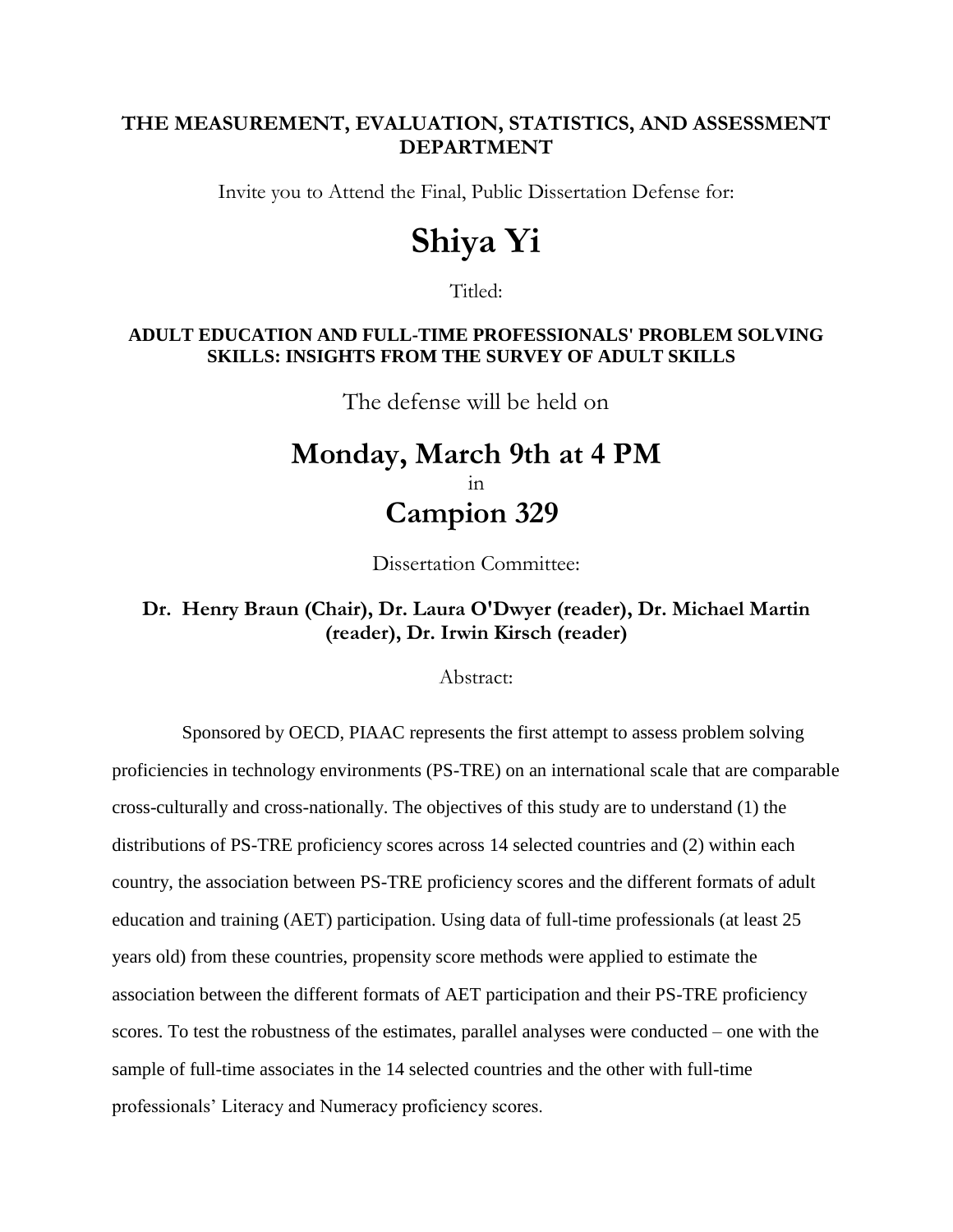**THE MEASUREMENT, EVALUATION, STATISTICS, AND ASSESSMENT DEPARTMENT**

Invite you to Attend the Final, Public Dissertation Defense for:

# Shiya Yi

Titled:

**ADULT EDUCATION AND FULL-TIME PROFESSIONALS' PROBLEM SOLVING SKILLS: INSIGHTS FROM THE SURVEY OF ADULT SKILLS**

The defense will be held on

## Monday, March 9th at 4 PM

in

## Campion 329

Dissertation Committee:

**Dr. Henry Braun (Chair), Dr. Laura O'Dwyer (reader), Dr. Michael Martin (reader), Dr. Irwin Kirsch (reader)**

Abstract:

Sponsored by OECD, PIAAC represents the first attempt to assess problem solving proficiencies in technology environments (PS-TRE) on an international scale that are comparable cross-culturally and cross-nationally. The objectives of this study are to understand (1) the distributions of PS-TRE proficiency scores across 14 selected countries and (2) within each country, the association between PS-TRE proficiency scores and the different formats of adult education and training (AET) participation. Using data of full-time professionals (at least 25 years old) from these countries, propensity score methods were applied to estimate the association between the different formats of AET participation and their PS-TRE proficiency scores. To test the robustness of the estimates, parallel analyses were conducted – one with the sample of full-time associates in the 14 selected countries and the other with full-time professionals' Literacy and Numeracy proficiency scores.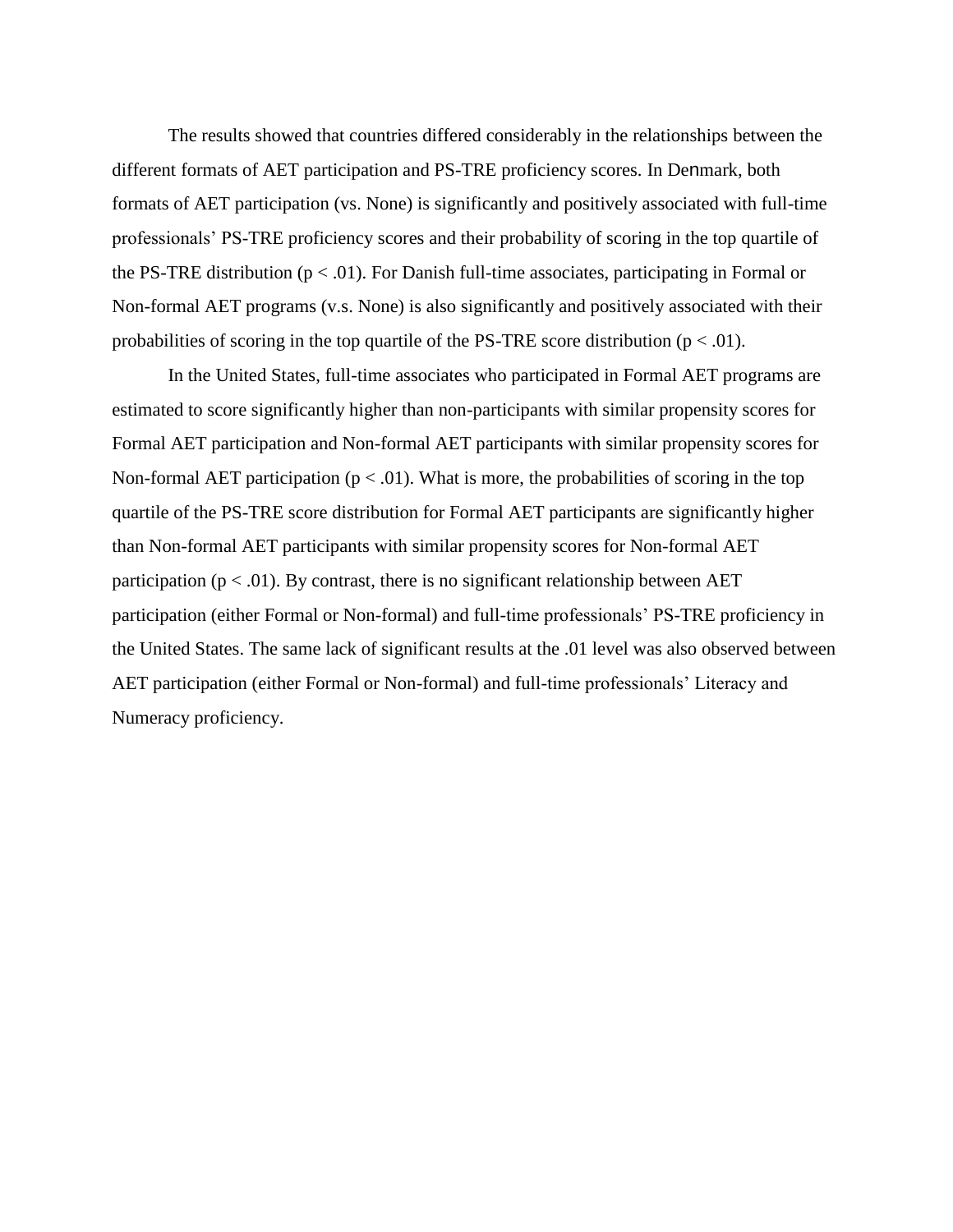The results showed that countries differed considerably in the relationships between the different formats of AET participation and PS-TRE proficiency scores. In Denmark, both formats of AET participation (vs. None) is significantly and positively associated with full-time professionals' PS-TRE proficiency scores and their probability of scoring in the top quartile of the PS-TRE distribution ($p < .01$). For Danish full-time associates, participating in Formal or Non-formal AET programs (v.s. None) is also significantly and positively associated with their probabilities of scoring in the top quartile of the PS-TRE score distribution ($p < .01$).

In the United States, full-time associates who participated in Formal AET programs are estimated to score significantly higher than non-participants with similar propensity scores for Formal AET participation and Non-formal AET participants with similar propensity scores for Non-formal AET participation ($p < .01$). What is more, the probabilities of scoring in the top quartile of the PS-TRE score distribution for Formal AET participants are significantly higher than Non-formal AET participants with similar propensity scores for Non-formal AET participation ($p < .01$). By contrast, there is no significant relationship between AET participation (either Formal or Non-formal) and full-time professionals' PS-TRE proficiency in the United States. The same lack of significant results at the .01 level was also observed between AET participation (either Formal or Non-formal) and full-time professionals' Literacy and Numeracy proficiency.